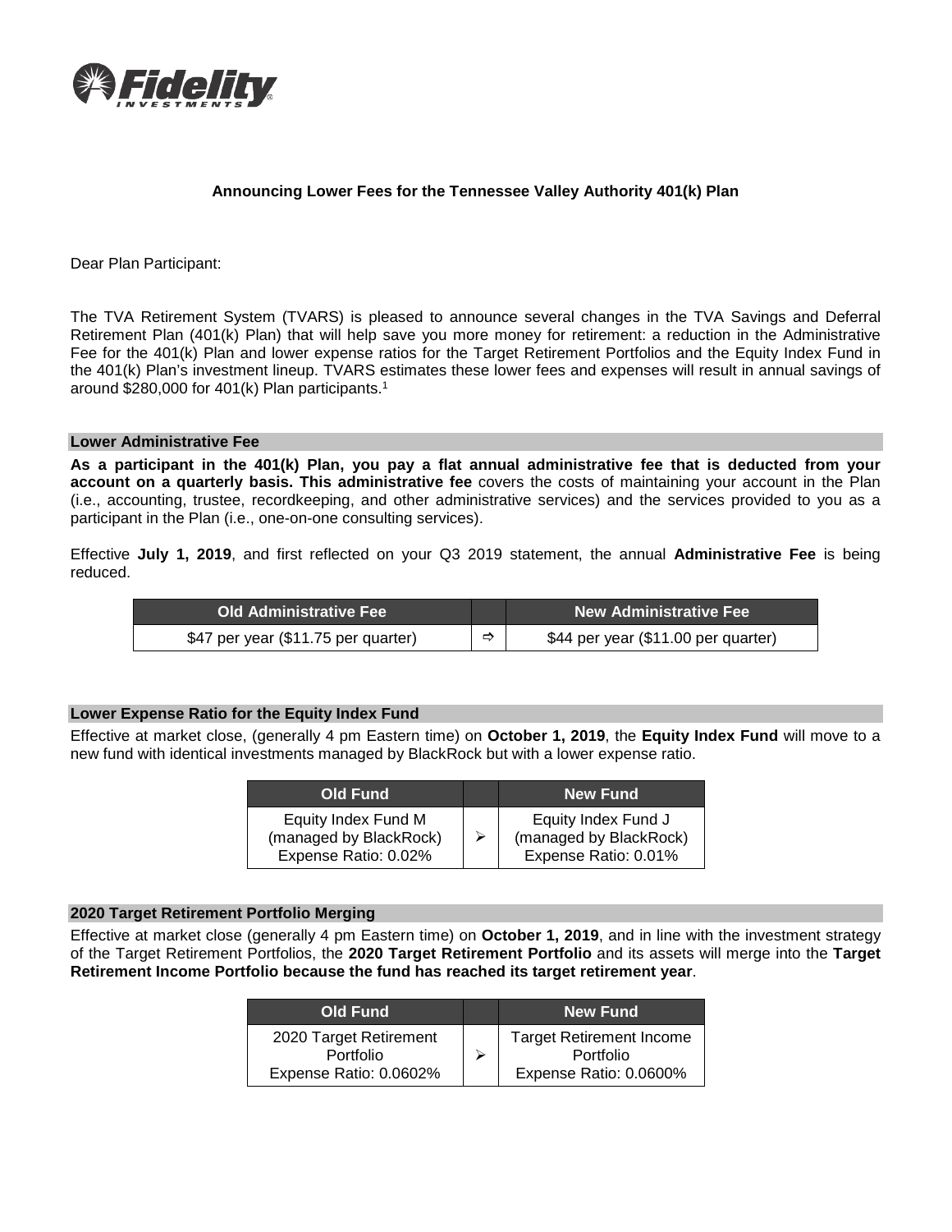# Announcing Lower Fees for the Tennessee Valley Authority 401(k) Plan

Dear Plan Participant:

The TVA Retirement System (TVARS) is pleased to announce several changes in the TVA Savings and Deferral Retirement Plan (401(k) Plan) that will help save you more money for retirement: a reduction in the Administrative Fee for the 401(k) Plan and lower expense ratios for the Target Retirement Portfolios and the Equity Index Fund in the 401(k) Plan's investment lineup. TVARS estimates these lower fees and expenses will result in annual savings of around $280,000 for 401(k) Plan participants.[1]

## Lower Administrative Fee

**As a participant in the 401(k) Plan, you pay a flat annual administrative fee that is deducted from your account on a quarterly basis. This administrative fee** covers the costs of maintaining your account in the Plan (i.e., accounting, trustee, recordkeeping, and other administrative services) and the services provided to you as a participant in the Plan (i.e., one-on-one consulting services).

Effective **July 1, 2019**, and first reflected on your Q3 2019 statement, the annual **Administrative Fee** is being reduced.

| Old Administrative Fee | | New Administrative Fee |
|---|---|---|
| $47 per year ($11.75 per quarter) | ⇨ | $44 per year ($11.00 per quarter) |

## Lower Expense Ratio for the Equity Index Fund

Effective at market close, (generally 4 pm Eastern time) on **October 1, 2019**, the **Equity Index Fund** will move to a new fund with identical investments managed by BlackRock but with a lower expense ratio.

| Old Fund | | New Fund |
|---|---|---|
| Equity Index Fund M (managed by BlackRock) Expense Ratio: 0.02% | ➢ | Equity Index Fund J (managed by BlackRock) Expense Ratio: 0.01% |

## 2020 Target Retirement Portfolio Merging

Effective at market close (generally 4 pm Eastern time) on **October 1, 2019**, and in line with the investment strategy of the Target Retirement Portfolios, the **2020 Target Retirement Portfolio** and its assets will merge into the **Target Retirement Income Portfolio because the fund has reached its target retirement year**.

| Old Fund | | New Fund |
|---|---|---|
| 2020 Target Retirement Portfolio Expense Ratio: 0.0602% | ➢ | Target Retirement Income Portfolio Expense Ratio: 0.0600% |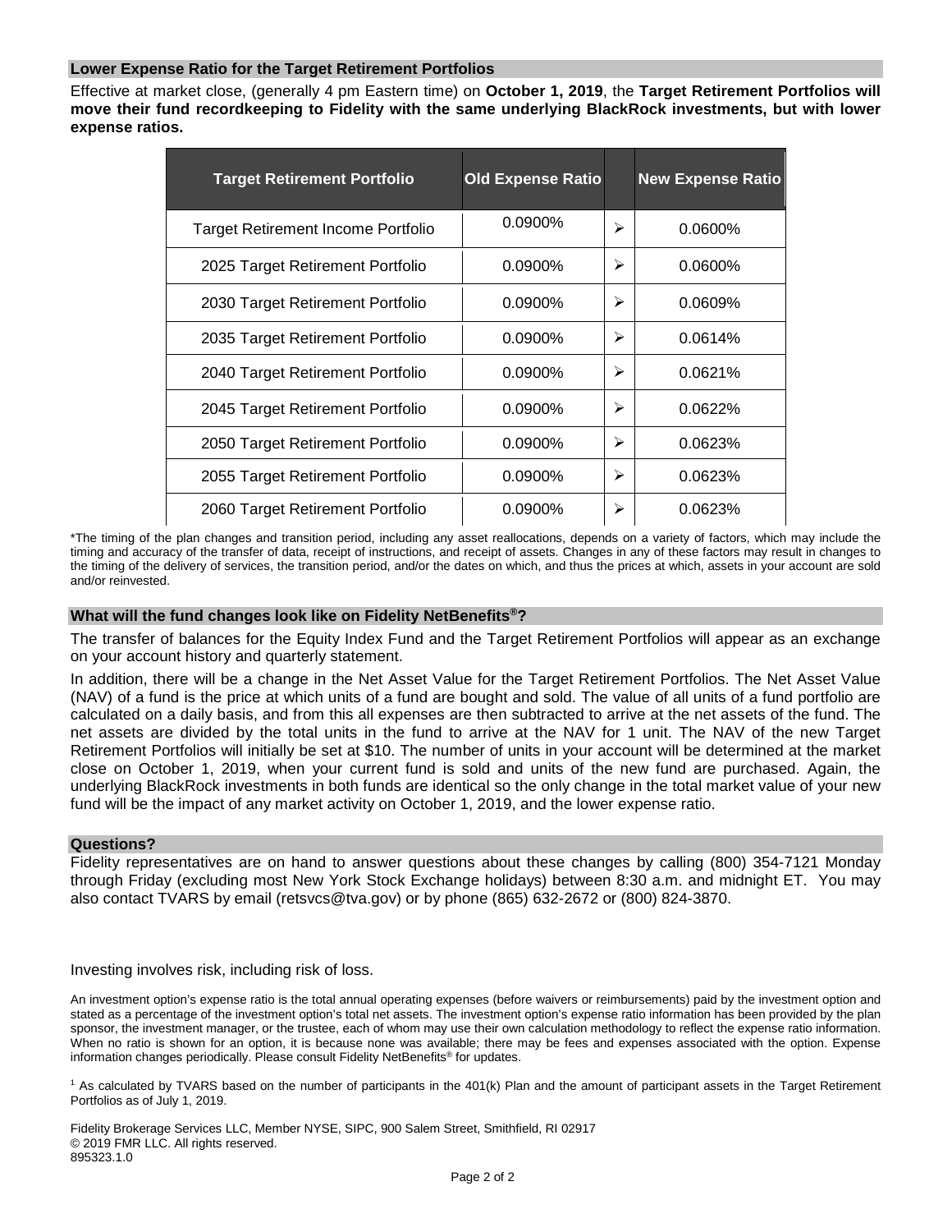## Lower Expense Ratio for the Target Retirement Portfolios

Effective at market close, (generally 4 pm Eastern time) on **October 1, 2019**, the **Target Retirement Portfolios will move their fund recordkeeping to Fidelity with the same underlying BlackRock investments, but with lower expense ratios.**

| Target Retirement Portfolio | Old Expense Ratio | | New Expense Ratio |
|---|---|---|---|
| Target Retirement Income Portfolio | 0.0900% | ➢ | 0.0600% |
| 2025 Target Retirement Portfolio | 0.0900% | ➢ | 0.0600% |
| 2030 Target Retirement Portfolio | 0.0900% | ➢ | 0.0609% |
| 2035 Target Retirement Portfolio | 0.0900% | ➢ | 0.0614% |
| 2040 Target Retirement Portfolio | 0.0900% | ➢ | 0.0621% |
| 2045 Target Retirement Portfolio | 0.0900% | ➢ | 0.0622% |
| 2050 Target Retirement Portfolio | 0.0900% | ➢ | 0.0623% |
| 2055 Target Retirement Portfolio | 0.0900% | ➢ | 0.0623% |
| 2060 Target Retirement Portfolio | 0.0900% | ➢ | 0.0623% |

*The timing of the plan changes and transition period, including any asset reallocations, depends on a variety of factors, which may include the timing and accuracy of the transfer of data, receipt of instructions, and receipt of assets. Changes in any of these factors may result in changes to the timing of the delivery of services, the transition period, and/or the dates on which, and thus the prices at which, assets in your account are sold and/or reinvested.

## What will the fund changes look like on Fidelity NetBenefits®?

The transfer of balances for the Equity Index Fund and the Target Retirement Portfolios will appear as an exchange on your account history and quarterly statement.

In addition, there will be a change in the Net Asset Value for the Target Retirement Portfolios. The Net Asset Value (NAV) of a fund is the price at which units of a fund are bought and sold. The value of all units of a fund portfolio are calculated on a daily basis, and from this all expenses are then subtracted to arrive at the net assets of the fund. The net assets are divided by the total units in the fund to arrive at the NAV for 1 unit. The NAV of the new Target Retirement Portfolios will initially be set at $10. The number of units in your account will be determined at the market close on October 1, 2019, when your current fund is sold and units of the new fund are purchased. Again, the underlying BlackRock investments in both funds are identical so the only change in the total market value of your new fund will be the impact of any market activity on October 1, 2019, and the lower expense ratio.

## Questions?

Fidelity representatives are on hand to answer questions about these changes by calling (800) 354-7121 Monday through Friday (excluding most New York Stock Exchange holidays) between 8:30 a.m. and midnight ET. You may also contact TVARS by email (retsvcs@tva.gov) or by phone (865) 632-2672 or (800) 824-3870.

Investing involves risk, including risk of loss.

An investment option's expense ratio is the total annual operating expenses (before waivers or reimbursements) paid by the investment option and stated as a percentage of the investment option's total net assets. The investment option's expense ratio information has been provided by the plan sponsor, the investment manager, or the trustee, each of whom may use their own calculation methodology to reflect the expense ratio information. When no ratio is shown for an option, it is because none was available; there may be fees and expenses associated with the option. Expense information changes periodically. Please consult Fidelity NetBenefits® for updates.

[1] As calculated by TVARS based on the number of participants in the 401(k) Plan and the amount of participant assets in the Target Retirement Portfolios as of July 1, 2019.

Fidelity Brokerage Services LLC, Member NYSE, SIPC, 900 Salem Street, Smithfield, RI 02917
© 2019 FMR LLC. All rights reserved.
895323.1.0